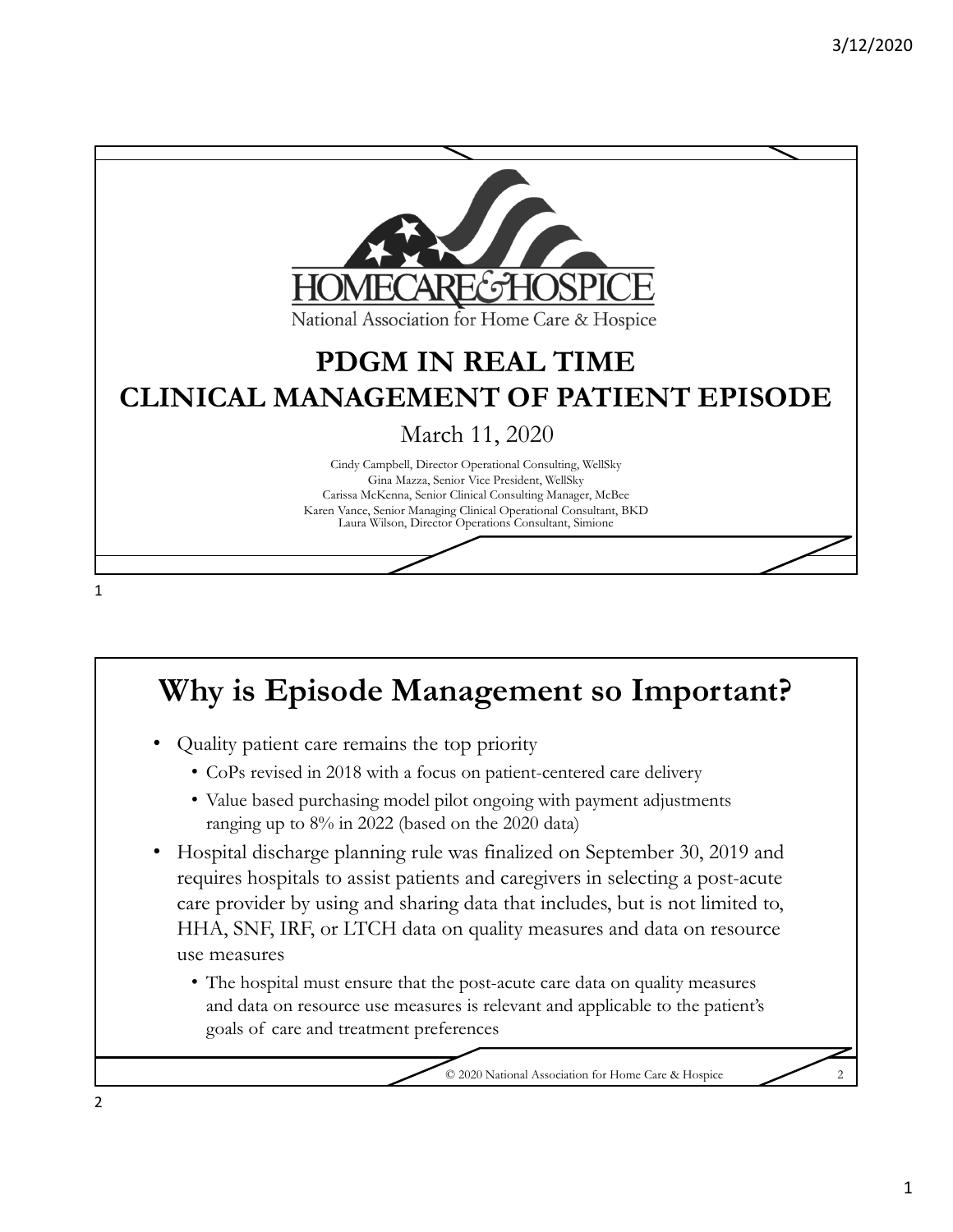National Association for Home Care & Hospice

# PDGM IN REAL TIME
# CLINICAL MANAGEMENT OF PATIENT EPISODE

March 11, 2020

Cindy Campbell, Director Operational Consulting, WellSky
Gina Mazza, Senior Vice President, WellSky
Carissa McKenna, Senior Clinical Consulting Manager, McBee
Karen Vance, Senior Managing Clinical Operational Consultant, BKD
Laura Wilson, Director Operations Consultant, Simione

## Why is Episode Management so Important?

- Quality patient care remains the top priority
  - CoPs revised in 2018 with a focus on patient-centered care delivery
  - Value based purchasing model pilot ongoing with payment adjustments ranging up to 8% in 2022 (based on the 2020 data)
- Hospital discharge planning rule was finalized on September 30, 2019 and requires hospitals to assist patients and caregivers in selecting a post-acute care provider by using and sharing data that includes, but is not limited to, HHA, SNF, IRF, or LTCH data on quality measures and data on resource use measures
  - The hospital must ensure that the post-acute care data on quality measures and data on resource use measures is relevant and applicable to the patient's goals of care and treatment preferences

© 2020 National Association for Home Care & Hospice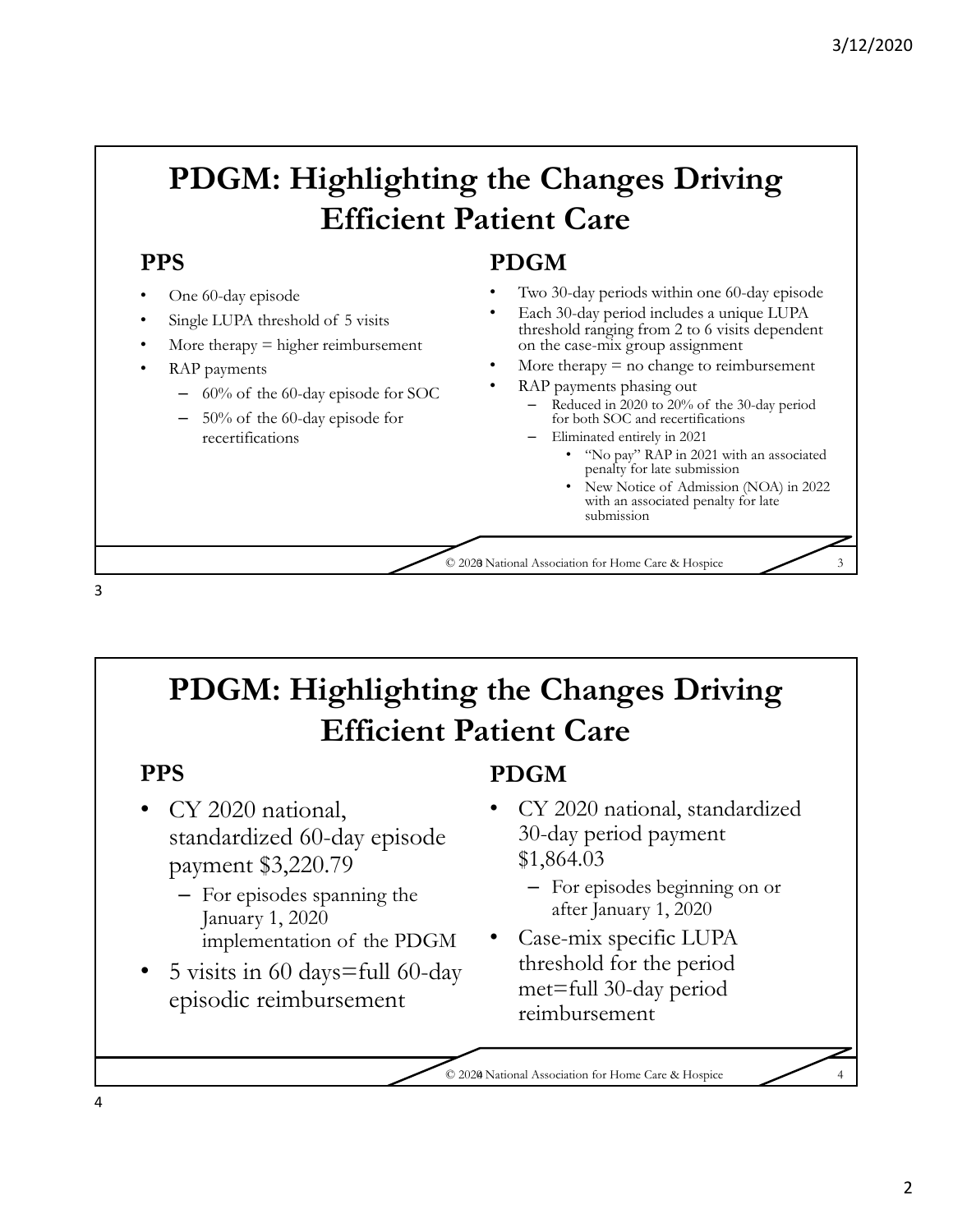## PDGM: Highlighting the Changes Driving Efficient Patient Care

### PPS

- One 60-day episode
- Single LUPA threshold of 5 visits
- More therapy = higher reimbursement
- RAP payments
  - 60% of the 60-day episode for SOC
  - 50% of the 60-day episode for recertifications

### PDGM

- Two 30-day periods within one 60-day episode
- Each 30-day period includes a unique LUPA threshold ranging from 2 to 6 visits dependent on the case-mix group assignment
- More therapy = no change to reimbursement
- RAP payments phasing out
  - Reduced in 2020 to 20% of the 30-day period for both SOC and recertifications
  - Eliminated entirely in 2021
    - "No pay" RAP in 2021 with an associated penalty for late submission
    - New Notice of Admission (NOA) in 2022 with an associated penalty for late submission

## PDGM: Highlighting the Changes Driving Efficient Patient Care

### PPS

- CY 2020 national, standardized 60-day episode payment $3,220.79
  - For episodes spanning the January 1, 2020 implementation of the PDGM
- 5 visits in 60 days=full 60-day episodic reimbursement

### PDGM

- CY 2020 national, standardized 30-day period payment $1,864.03
  - For episodes beginning on or after January 1, 2020
- Case-mix specific LUPA threshold for the period met=full 30-day period reimbursement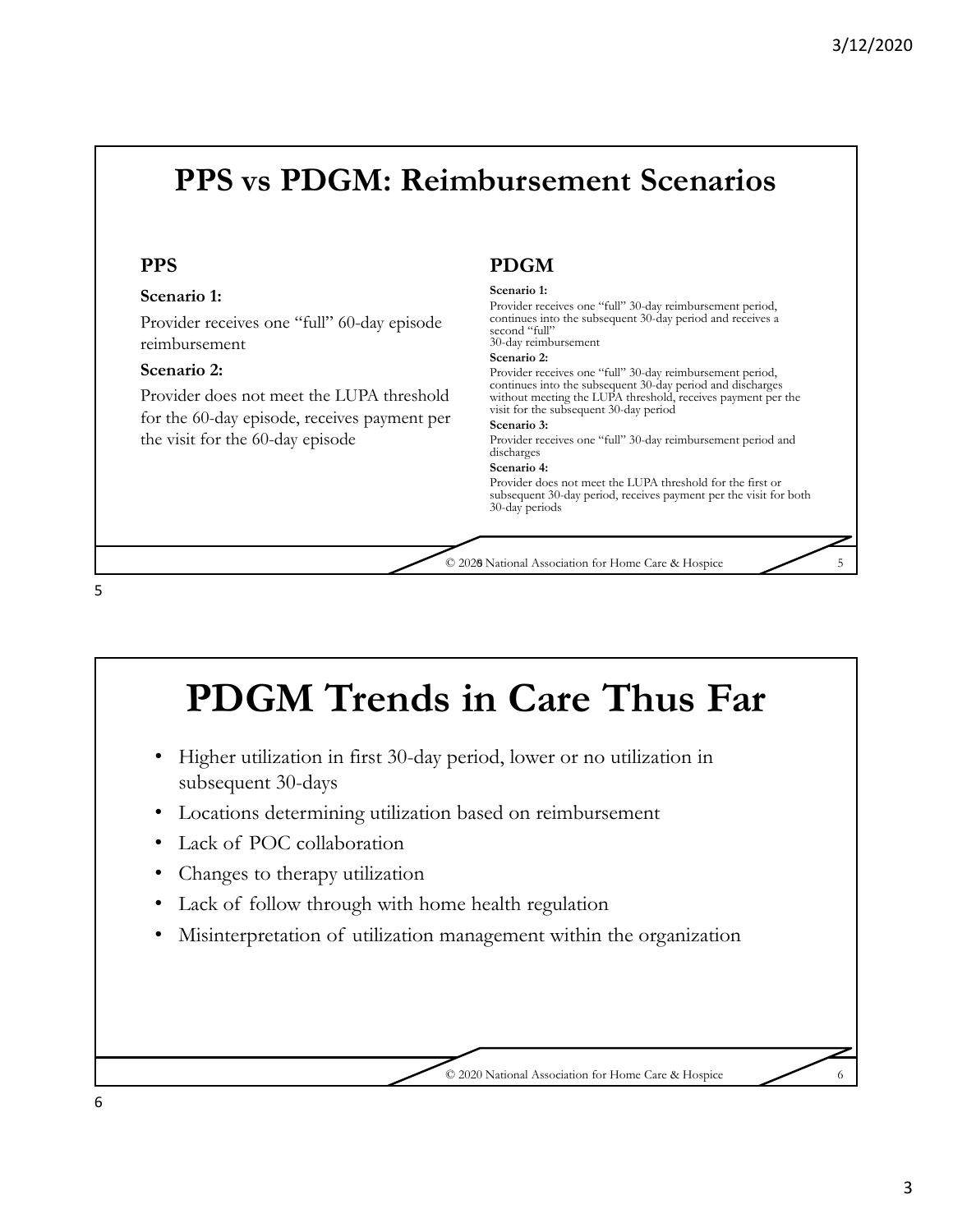# PPS vs PDGM: Reimbursement Scenarios

## PPS

**Scenario 1:**

Provider receives one "full" 60-day episode reimbursement

**Scenario 2:**

Provider does not meet the LUPA threshold for the 60-day episode, receives payment per the visit for the 60-day episode

## PDGM

**Scenario 1:**

Provider receives one "full" 30-day reimbursement period, continues into the subsequent 30-day period and receives a second "full" 30-day reimbursement

**Scenario 2:**

Provider receives one "full" 30-day reimbursement period, continues into the subsequent 30-day period and discharges without meeting the LUPA threshold, receives payment per the visit for the subsequent 30-day period

**Scenario 3:**

Provider receives one "full" 30-day reimbursement period and discharges

**Scenario 4:**

Provider does not meet the LUPA threshold for the first or subsequent 30-day period, receives payment per the visit for both 30-day periods

© 2020 National Association for Home Care & Hospice

# PDGM Trends in Care Thus Far

- Higher utilization in first 30-day period, lower or no utilization in subsequent 30-days
- Locations determining utilization based on reimbursement
- Lack of POC collaboration
- Changes to therapy utilization
- Lack of follow through with home health regulation
- Misinterpretation of utilization management within the organization

© 2020 National Association for Home Care & Hospice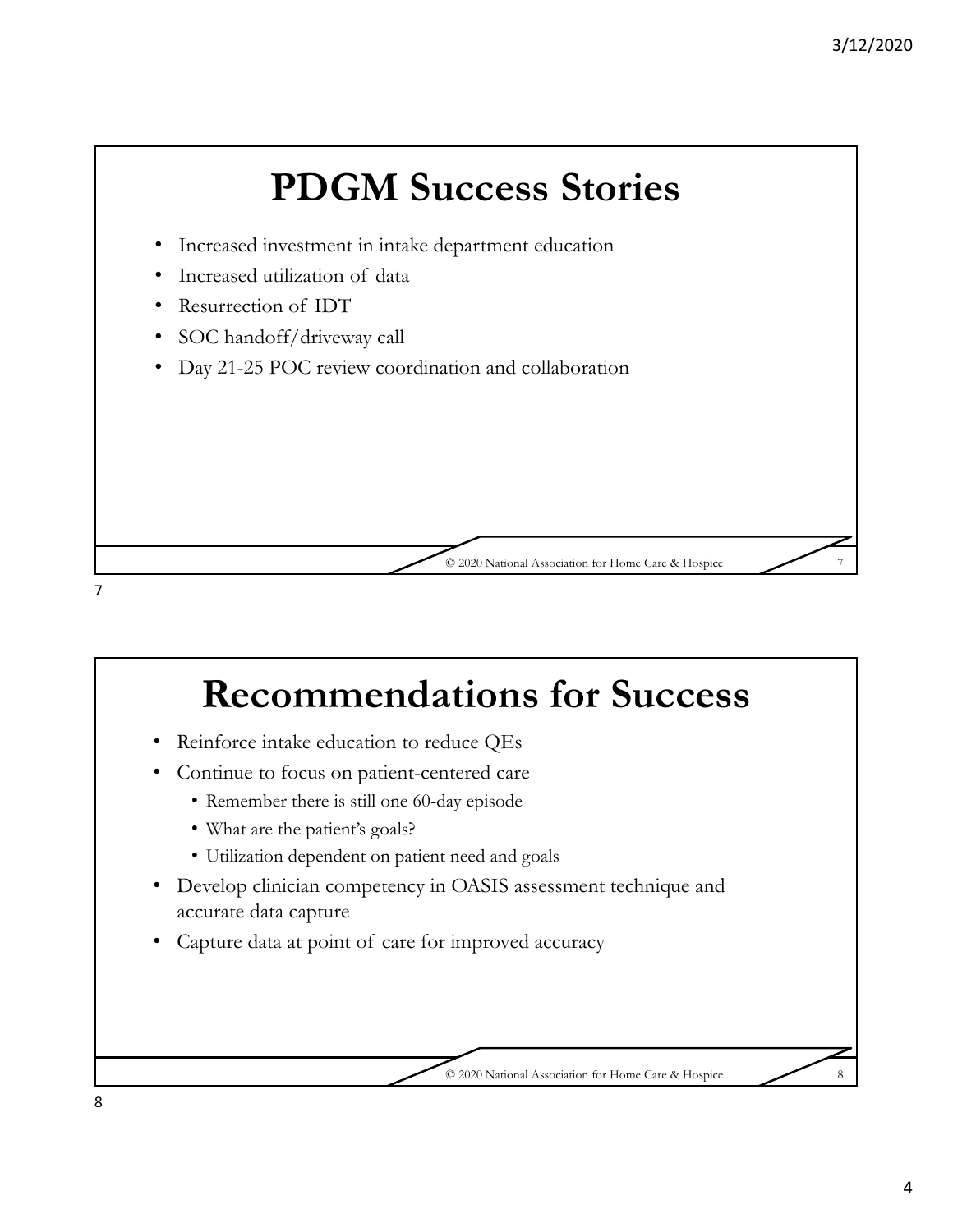# PDGM Success Stories

- Increased investment in intake department education
- Increased utilization of data
- Resurrection of IDT
- SOC handoff/driveway call
- Day 21-25 POC review coordination and collaboration

© 2020 National Association for Home Care & Hospice

# Recommendations for Success

- Reinforce intake education to reduce QEs
- Continue to focus on patient-centered care
  - Remember there is still one 60-day episode
  - What are the patient's goals?
  - Utilization dependent on patient need and goals
- Develop clinician competency in OASIS assessment technique and accurate data capture
- Capture data at point of care for improved accuracy

© 2020 National Association for Home Care & Hospice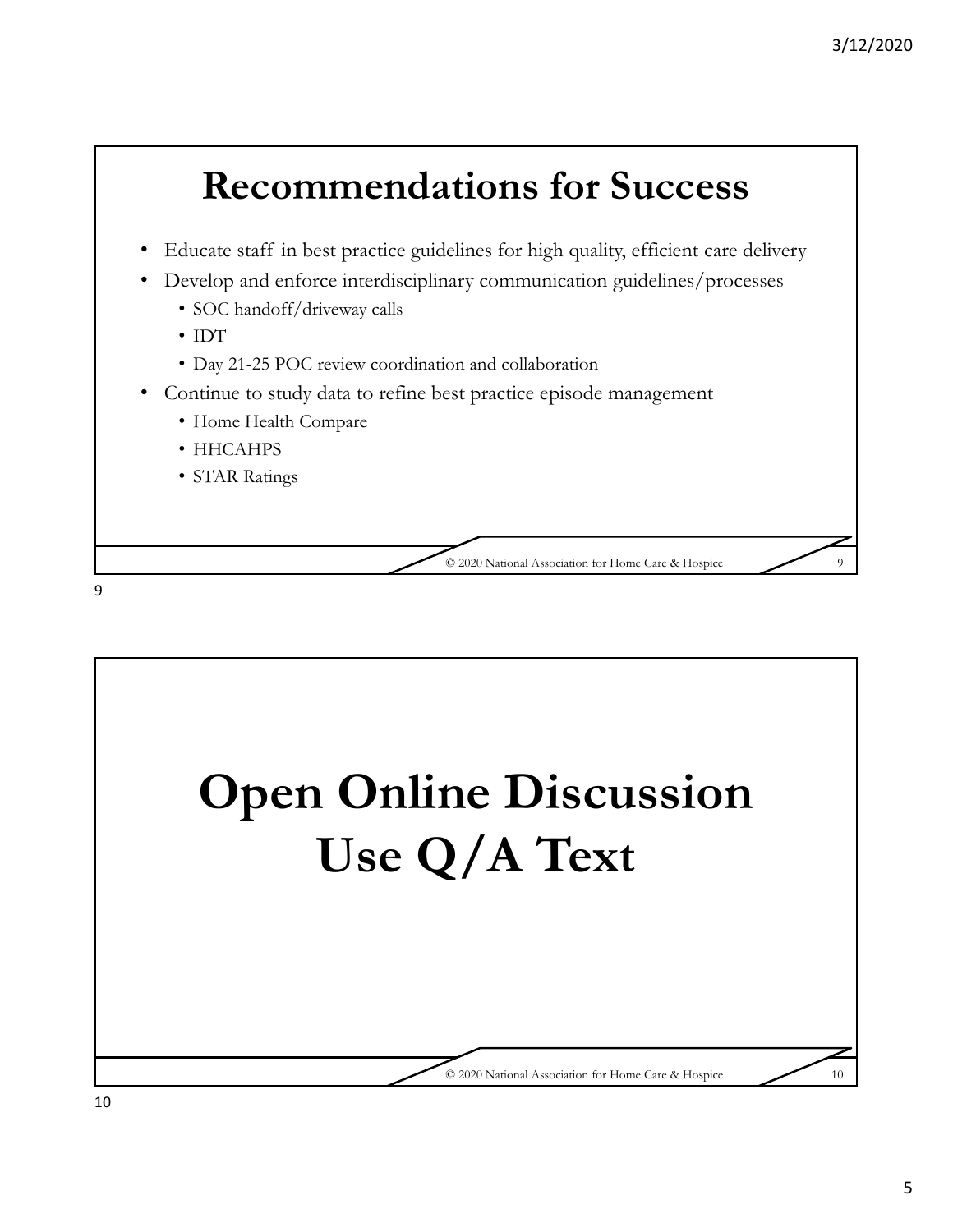# Recommendations for Success

- Educate staff in best practice guidelines for high quality, efficient care delivery
- Develop and enforce interdisciplinary communication guidelines/processes
  - SOC handoff/driveway calls
  - IDT
  - Day 21-25 POC review coordination and collaboration
- Continue to study data to refine best practice episode management
  - Home Health Compare
  - HHCAHPS
  - STAR Ratings

© 2020 National Association for Home Care & Hospice

# Open Online Discussion Use Q/A Text

© 2020 National Association for Home Care & Hospice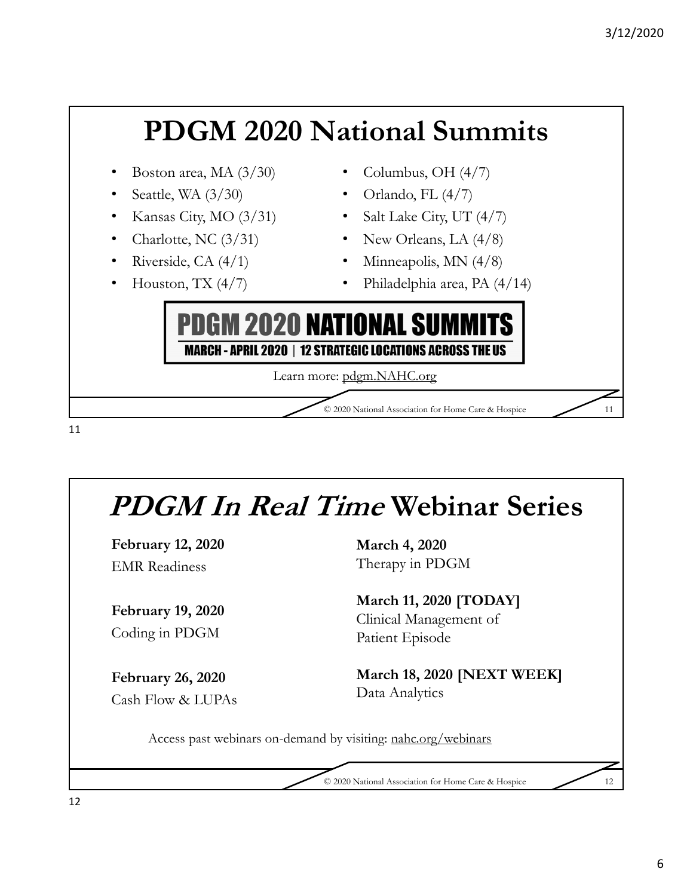# PDGM 2020 National Summits

- Boston area, MA (3/30)
- Seattle, WA (3/30)
- Kansas City, MO (3/31)
- Charlotte, NC (3/31)
- Riverside, CA (4/1)
- Houston, TX (4/7)
- Columbus, OH (4/7)
- Orlando, FL (4/7)
- Salt Lake City, UT (4/7)
- New Orleans, LA (4/8)
- Minneapolis, MN (4/8)
- Philadelphia area, PA (4/14)

**PDGM 2020 NATIONAL SUMMITS**

**MARCH - APRIL 2020 | 12 STRATEGIC LOCATIONS ACROSS THE US**

Learn more: pdgm.NAHC.org

© 2020 National Association for Home Care & Hospice

# *PDGM In Real Time* Webinar Series

**February 12, 2020**
EMR Readiness

**February 19, 2020**
Coding in PDGM

**February 26, 2020**
Cash Flow & LUPAs

**March 4, 2020**
Therapy in PDGM

**March 11, 2020 [TODAY]**
Clinical Management of Patient Episode

**March 18, 2020 [NEXT WEEK]**
Data Analytics

Access past webinars on-demand by visiting: nahc.org/webinars

© 2020 National Association for Home Care & Hospice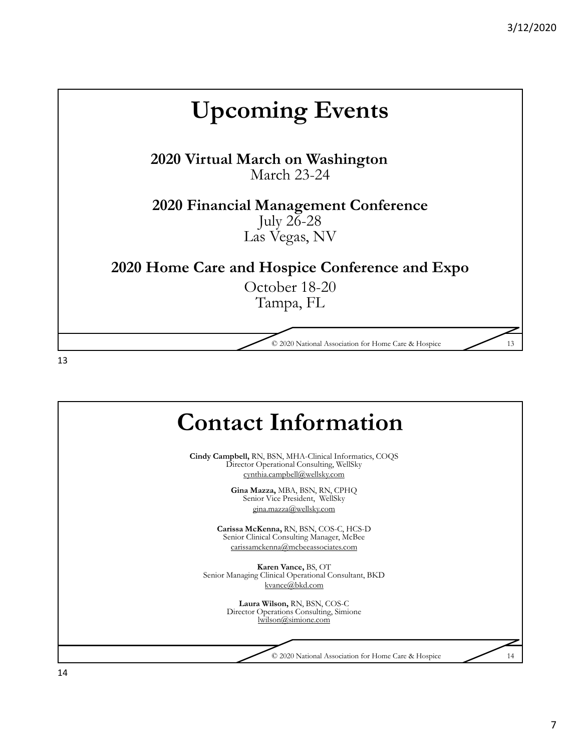# Upcoming Events

**2020 Virtual March on Washington**
March 23-24

**2020 Financial Management Conference**
July 26-28
Las Vegas, NV

**2020 Home Care and Hospice Conference and Expo**
October 18-20
Tampa, FL

© 2020 National Association for Home Care & Hospice

# Contact Information

**Cindy Campbell,** RN, BSN, MHA-Clinical Informatics, COQS
Director Operational Consulting, WellSky
cynthia.campbell@wellsky.com

**Gina Mazza,** MBA, BSN, RN, CPHQ
Senior Vice President, WellSky
gina.mazza@wellsky.com

**Carissa McKenna,** RN, BSN, COS-C, HCS-D
Senior Clinical Consulting Manager, McBee
carissamckenna@mcbeeassociates.com

**Karen Vance,** BS, OT
Senior Managing Clinical Operational Consultant, BKD
kvance@bkd.com

**Laura Wilson,** RN, BSN, COS-C
Director Operations Consulting, Simione
lwilson@simione.com

© 2020 National Association for Home Care & Hospice